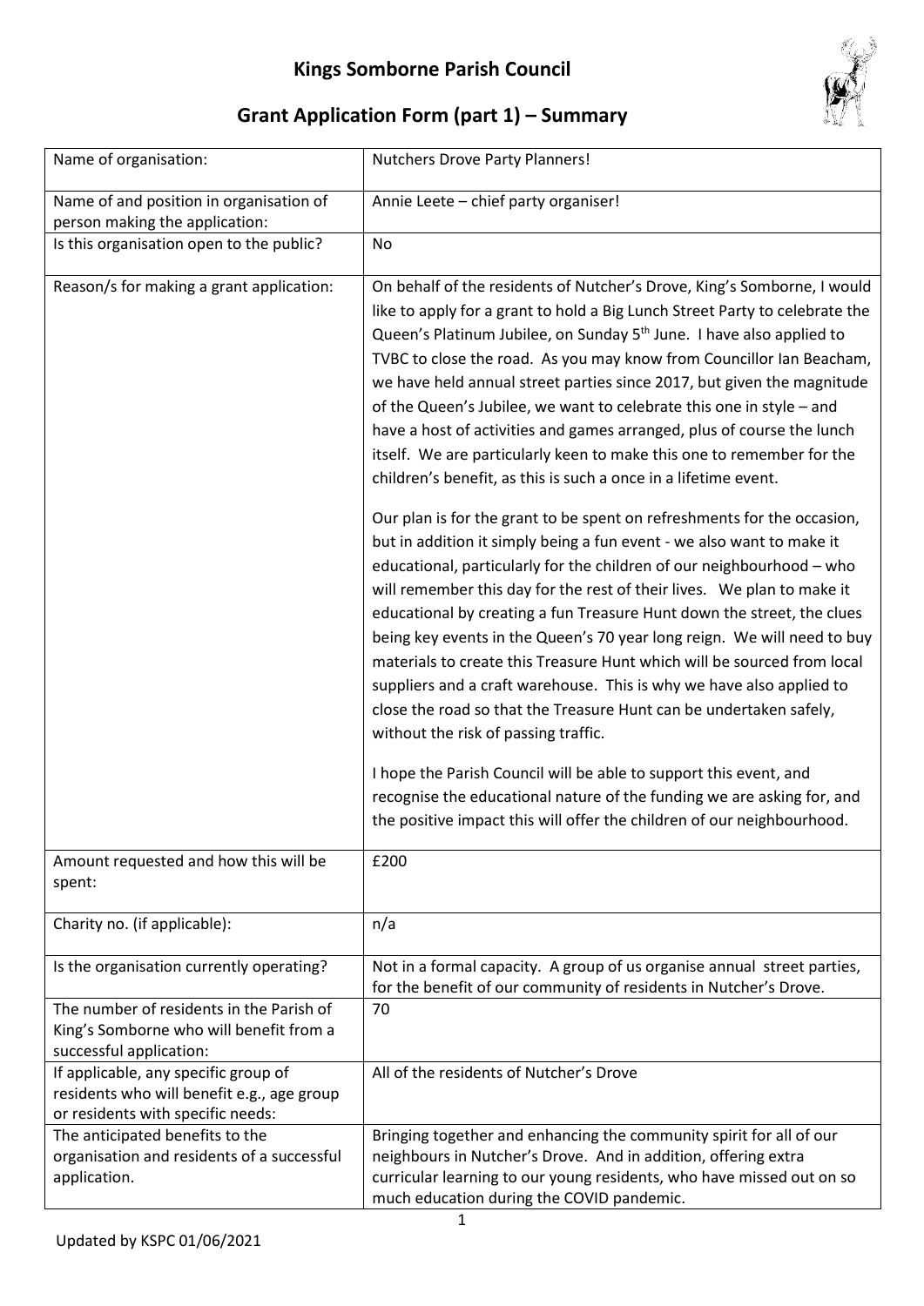# Kings Somborne Parish Council

## Grant Application Form (part 1) – Summary

| | |
|---|---|
| Name of organisation: | Nutchers Drove Party Planners! |
| Name of and position in organisation of person making the application: | Annie Leete – chief party organiser! |
| Is this organisation open to the public? | No |
| Reason/s for making a grant application: | On behalf of the residents of Nutcher's Drove, King's Somborne, I would like to apply for a grant to hold a Big Lunch Street Party to celebrate the Queen's Platinum Jubilee, on Sunday 5th June. I have also applied to TVBC to close the road. As you may know from Councillor Ian Beacham, we have held annual street parties since 2017, but given the magnitude of the Queen's Jubilee, we want to celebrate this one in style – and have a host of activities and games arranged, plus of course the lunch itself. We are particularly keen to make this one to remember for the children's benefit, as this is such a once in a lifetime event.<br><br>Our plan is for the grant to be spent on refreshments for the occasion, but in addition it simply being a fun event - we also want to make it educational, particularly for the children of our neighbourhood – who will remember this day for the rest of their lives. We plan to make it educational by creating a fun Treasure Hunt down the street, the clues being key events in the Queen's 70 year long reign. We will need to buy materials to create this Treasure Hunt which will be sourced from local suppliers and a craft warehouse. This is why we have also applied to close the road so that the Treasure Hunt can be undertaken safely, without the risk of passing traffic.<br><br>I hope the Parish Council will be able to support this event, and recognise the educational nature of the funding we are asking for, and the positive impact this will offer the children of our neighbourhood. |
| Amount requested and how this will be spent: | £200 |
| Charity no. (if applicable): | n/a |
| Is the organisation currently operating? | Not in a formal capacity. A group of us organise annual street parties, for the benefit of our community of residents in Nutcher's Drove. |
| The number of residents in the Parish of King's Somborne who will benefit from a successful application: | 70 |
| If applicable, any specific group of residents who will benefit e.g., age group or residents with specific needs: | All of the residents of Nutcher's Drove |
| The anticipated benefits to the organisation and residents of a successful application. | Bringing together and enhancing the community spirit for all of our neighbours in Nutcher's Drove. And in addition, offering extra curricular learning to our young residents, who have missed out on so much education during the COVID pandemic. |

Updated by KSPC 01/06/2021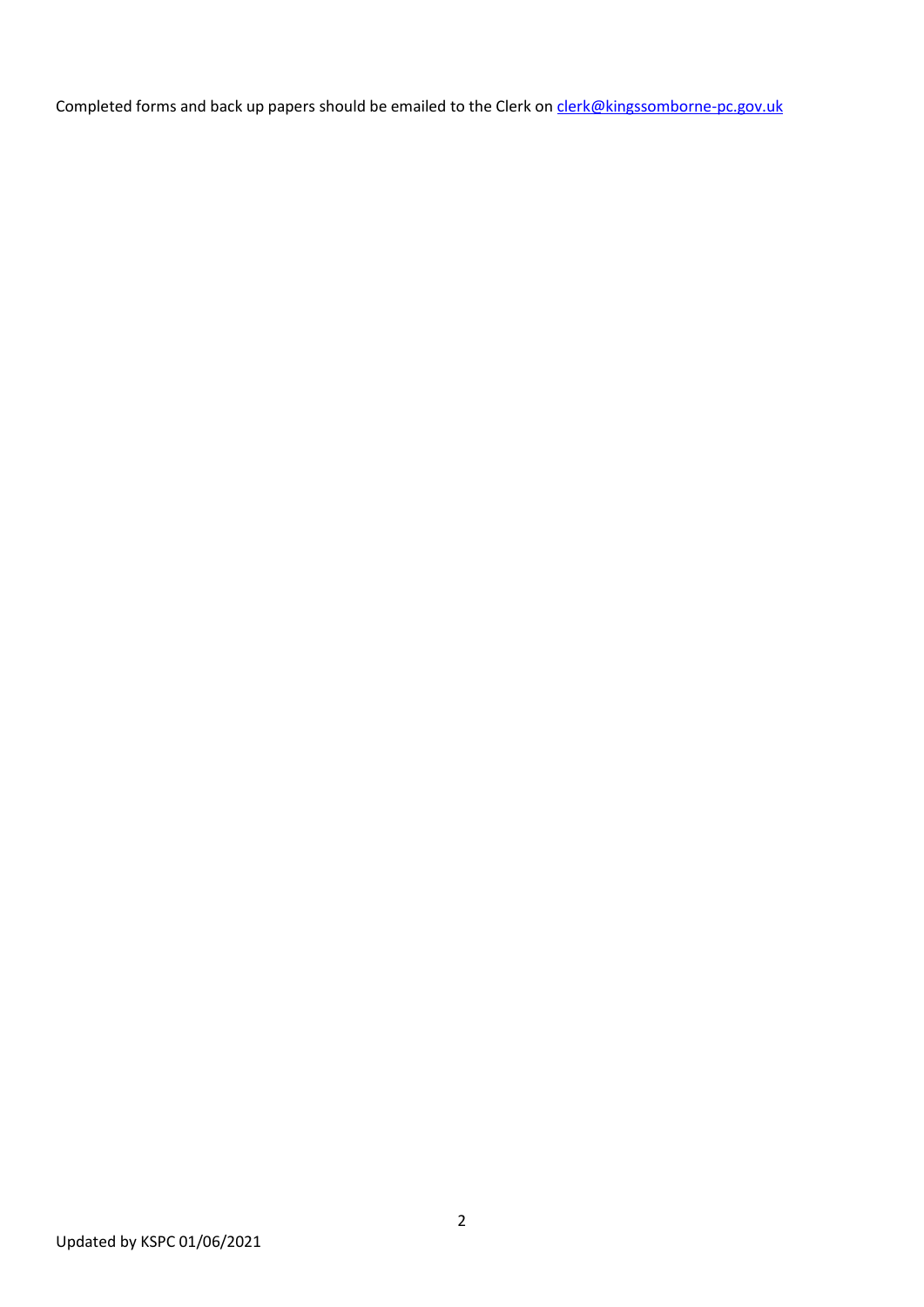Completed forms and back up papers should be emailed to the Clerk on [clerk@kingssomborne-pc.gov.uk](mailto:clerk@kingssomborne-pc.gov.uk)

Updated by KSPC 01/06/2021